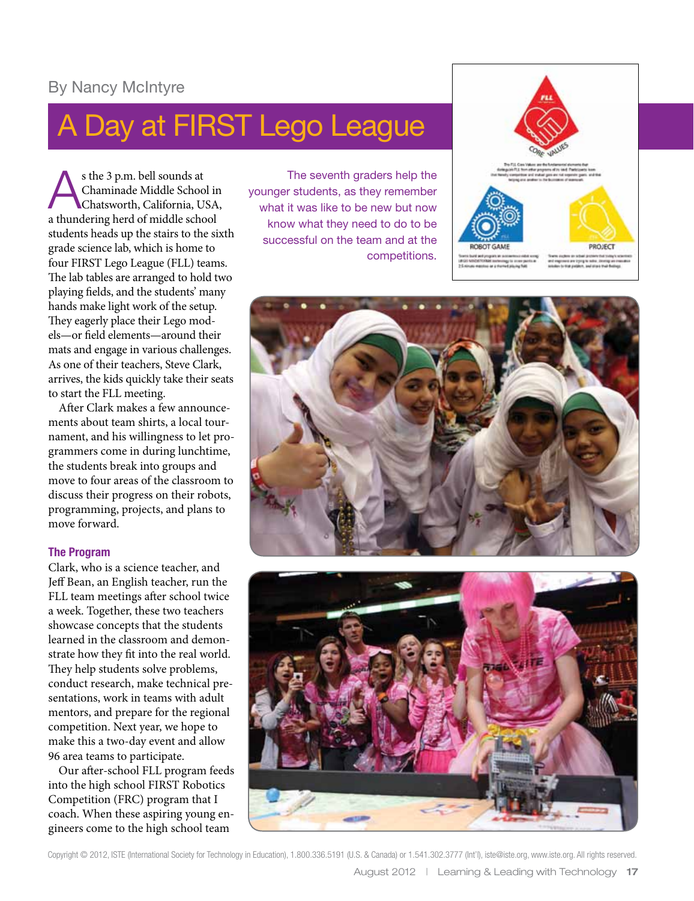By Nancy McIntyre

# A Day at FIRST Lego League

As the 3 p.m. bell sounds at Chaminade Middle School in Chatsworth, California, USA, a thundering herd of middle school students heads up the stairs to the sixth grade science lab, which is home to four FIRST Lego League (FLL) teams. The lab tables are arranged to hold two playing fields, and the students' many hands make light work of the setup. They eagerly place their Lego models—or field elements—around their mats and engage in various challenges. As one of their teachers, Steve Clark, arrives, the kids quickly take their seats to start the FLL meeting.

After Clark makes a few announcements about team shirts, a local tournament, and his willingness to let programmers come in during lunchtime, the students break into groups and move to four areas of the classroom to discuss their progress on their robots, programming, projects, and plans to move forward.

> The seventh graders help the younger students, as they remember what it was like to be new but now know what they need to do to be successful on the team and at the competitions.

### The Program

Clark, who is a science teacher, and Jeff Bean, an English teacher, run the FLL team meetings after school twice a week. Together, these two teachers showcase concepts that the students learned in the classroom and demonstrate how they fit into the real world. They help students solve problems, conduct research, make technical presentations, work in teams with adult mentors, and prepare for the regional competition. Next year, we hope to make this a two-day event and allow 96 area teams to participate.

Our after-school FLL program feeds into the high school FIRST Robotics Competition (FRC) program that I coach. When these aspiring young engineers come to the high school team

Copyright © 2012, ISTE (International Society for Technology in Education), 1.800.336.5191 (U.S. & Canada) or 1.541.302.3777 (Int'l), iste@iste.org, www.iste.org. All rights reserved.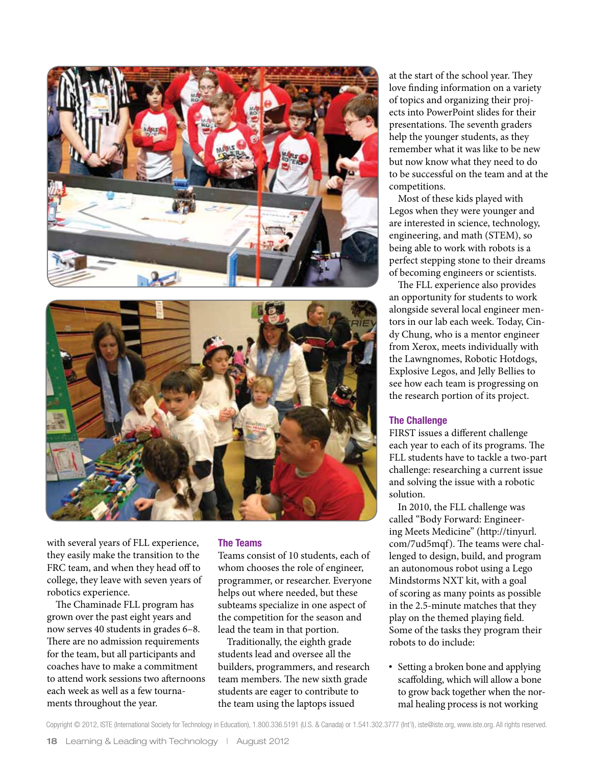with several years of FLL experience, they easily make the transition to the FRC team, and when they head off to college, they leave with seven years of robotics experience.

The Chaminade FLL program has grown over the past eight years and now serves 40 students in grades 6–8. There are no admission requirements for the team, but all participants and coaches have to make a commitment to attend work sessions two afternoons each week as well as a few tournaments throughout the year.

### The Teams

Teams consist of 10 students, each of whom chooses the role of engineer, programmer, or researcher. Everyone helps out where needed, but these subteams specialize in one aspect of the competition for the season and lead the team in that portion.

Traditionally, the eighth grade students lead and oversee all the builders, programmers, and research team members. The new sixth grade students are eager to contribute to the team using the laptops issued at the start of the school year. They love finding information on a variety of topics and organizing their projects into PowerPoint slides for their presentations. The seventh graders help the younger students, as they remember what it was like to be new but now know what they need to do to be successful on the team and at the competitions.

Most of these kids played with Legos when they were younger and are interested in science, technology, engineering, and math (STEM), so being able to work with robots is a perfect stepping stone to their dreams of becoming engineers or scientists.

The FLL experience also provides an opportunity for students to work alongside several local engineer mentors in our lab each week. Today, Cindy Chung, who is a mentor engineer from Xerox, meets individually with the Lawngnomes, Robotic Hotdogs, Explosive Legos, and Jelly Bellies to see how each team is progressing on the research portion of its project.

### The Challenge

FIRST issues a different challenge each year to each of its programs. The FLL students have to tackle a two-part challenge: researching a current issue and solving the issue with a robotic solution.

In 2010, the FLL challenge was called "Body Forward: Engineering Meets Medicine" (http://tinyurl.com/7ud5mqf). The teams were challenged to design, build, and program an autonomous robot using a Lego Mindstorms NXT kit, with a goal of scoring as many points as possible in the 2.5-minute matches that they play on the themed playing field. Some of the tasks they program their robots to do include:

- Setting a broken bone and applying scaffolding, which will allow a bone to grow back together when the normal healing process is not working

Copyright © 2012, ISTE (International Society for Technology in Education), 1.800.336.5191 (U.S. & Canada) or 1.541.302.3777 (Int'l), iste@iste.org, www.iste.org. All rights reserved.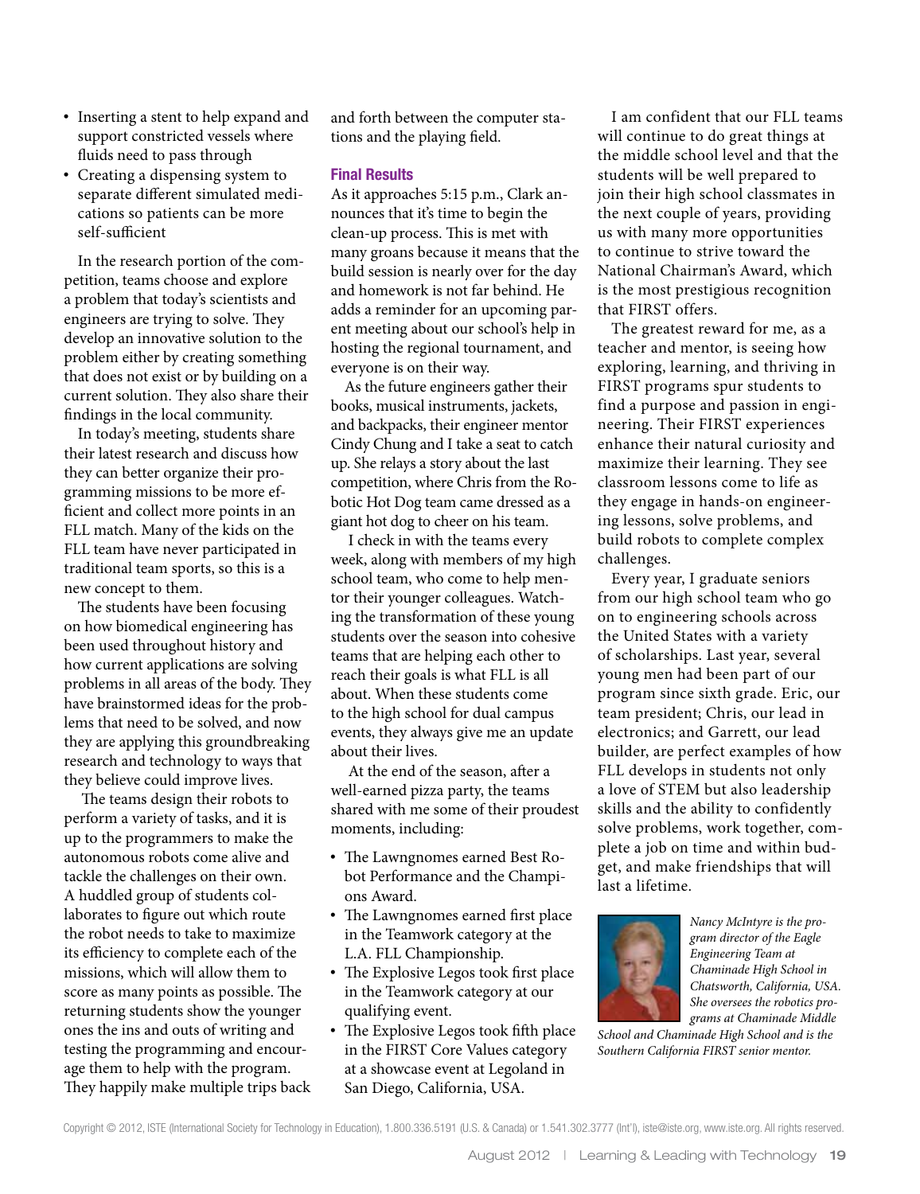- Inserting a stent to help expand and support constricted vessels where fluids need to pass through
- Creating a dispensing system to separate different simulated medications so patients can be more self-sufficient

In the research portion of the competition, teams choose and explore a problem that today's scientists and engineers are trying to solve. They develop an innovative solution to the problem either by creating something that does not exist or by building on a current solution. They also share their findings in the local community.

In today's meeting, students share their latest research and discuss how they can better organize their programming missions to be more efficient and collect more points in an FLL match. Many of the kids on the FLL team have never participated in traditional team sports, so this is a new concept to them.

The students have been focusing on how biomedical engineering has been used throughout history and how current applications are solving problems in all areas of the body. They have brainstormed ideas for the problems that need to be solved, and now they are applying this groundbreaking research and technology to ways that they believe could improve lives.

The teams design their robots to perform a variety of tasks, and it is up to the programmers to make the autonomous robots come alive and tackle the challenges on their own. A huddled group of students collaborates to figure out which route the robot needs to take to maximize its efficiency to complete each of the missions, which will allow them to score as many points as possible. The returning students show the younger ones the ins and outs of writing and testing the programming and encourage them to help with the program. They happily make multiple trips back and forth between the computer stations and the playing field.

### Final Results

As it approaches 5:15 p.m., Clark announces that it's time to begin the clean-up process. This is met with many groans because it means that the build session is nearly over for the day and homework is not far behind. He adds a reminder for an upcoming parent meeting about our school's help in hosting the regional tournament, and everyone is on their way.

As the future engineers gather their books, musical instruments, jackets, and backpacks, their engineer mentor Cindy Chung and I take a seat to catch up. She relays a story about the last competition, where Chris from the Robotic Hot Dog team came dressed as a giant hot dog to cheer on his team.

I check in with the teams every week, along with members of my high school team, who come to help mentor their younger colleagues. Watching the transformation of these young students over the season into cohesive teams that are helping each other to reach their goals is what FLL is all about. When these students come to the high school for dual campus events, they always give me an update about their lives.

At the end of the season, after a well-earned pizza party, the teams shared with me some of their proudest moments, including:

- The Lawngnomes earned Best Robot Performance and the Champions Award.
- The Lawngnomes earned first place in the Teamwork category at the L.A. FLL Championship.
- The Explosive Legos took first place in the Teamwork category at our qualifying event.
- The Explosive Legos took fifth place in the FIRST Core Values category at a showcase event at Legoland in San Diego, California, USA.

I am confident that our FLL teams will continue to do great things at the middle school level and that the students will be well prepared to join their high school classmates in the next couple of years, providing us with many more opportunities to continue to strive toward the National Chairman's Award, which is the most prestigious recognition that FIRST offers.

The greatest reward for me, as a teacher and mentor, is seeing how exploring, learning, and thriving in FIRST programs spur students to find a purpose and passion in engineering. Their FIRST experiences enhance their natural curiosity and maximize their learning. They see classroom lessons come to life as they engage in hands-on engineering lessons, solve problems, and build robots to complete complex challenges.

Every year, I graduate seniors from our high school team who go on to engineering schools across the United States with a variety of scholarships. Last year, several young men had been part of our program since sixth grade. Eric, our team president; Chris, our lead in electronics; and Garrett, our lead builder, are perfect examples of how FLL develops in students not only a love of STEM but also leadership skills and the ability to confidently solve problems, work together, complete a job on time and within budget, and make friendships that will last a lifetime.

*Nancy McIntyre is the program director of the Eagle Engineering Team at Chaminade High School in Chatsworth, California, USA. She oversees the robotics programs at Chaminade Middle School and Chaminade High School and is the Southern California FIRST senior mentor.*

Copyright © 2012, ISTE (International Society for Technology in Education), 1.800.336.5191 (U.S. & Canada) or 1.541.302.3777 (Int'l), iste@iste.org, www.iste.org. All rights reserved.